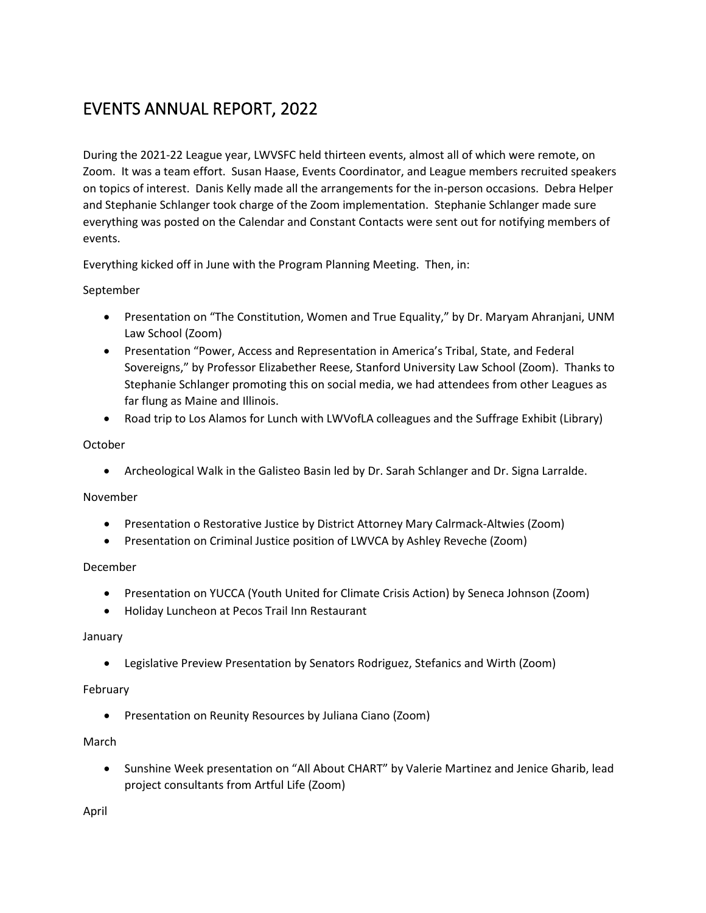# EVENTS ANNUAL REPORT, 2022

During the 2021-22 League year, LWVSFC held thirteen events, almost all of which were remote, on Zoom. It was a team effort. Susan Haase, Events Coordinator, and League members recruited speakers on topics of interest. Danis Kelly made all the arrangements for the in-person occasions. Debra Helper and Stephanie Schlanger took charge of the Zoom implementation. Stephanie Schlanger made sure everything was posted on the Calendar and Constant Contacts were sent out for notifying members of events.

Everything kicked off in June with the Program Planning Meeting. Then, in:

September

- Presentation on "The Constitution, Women and True Equality," by Dr. Maryam Ahranjani, UNM Law School (Zoom)
- Presentation "Power, Access and Representation in America's Tribal, State, and Federal Sovereigns," by Professor Elizabether Reese, Stanford University Law School (Zoom). Thanks to Stephanie Schlanger promoting this on social media, we had attendees from other Leagues as far flung as Maine and Illinois.
- Road trip to Los Alamos for Lunch with LWVofLA colleagues and the Suffrage Exhibit (Library)

October

- Archeological Walk in the Galisteo Basin led by Dr. Sarah Schlanger and Dr. Signa Larralde.

November

- Presentation o Restorative Justice by District Attorney Mary Calrmack-Altwies (Zoom)
- Presentation on Criminal Justice position of LWVCA by Ashley Reveche (Zoom)

December

- Presentation on YUCCA (Youth United for Climate Crisis Action) by Seneca Johnson (Zoom)
- Holiday Luncheon at Pecos Trail Inn Restaurant

January

- Legislative Preview Presentation by Senators Rodriguez, Stefanics and Wirth (Zoom)

February

- Presentation on Reunity Resources by Juliana Ciano (Zoom)

March

- Sunshine Week presentation on "All About CHART" by Valerie Martinez and Jenice Gharib, lead project consultants from Artful Life (Zoom)

April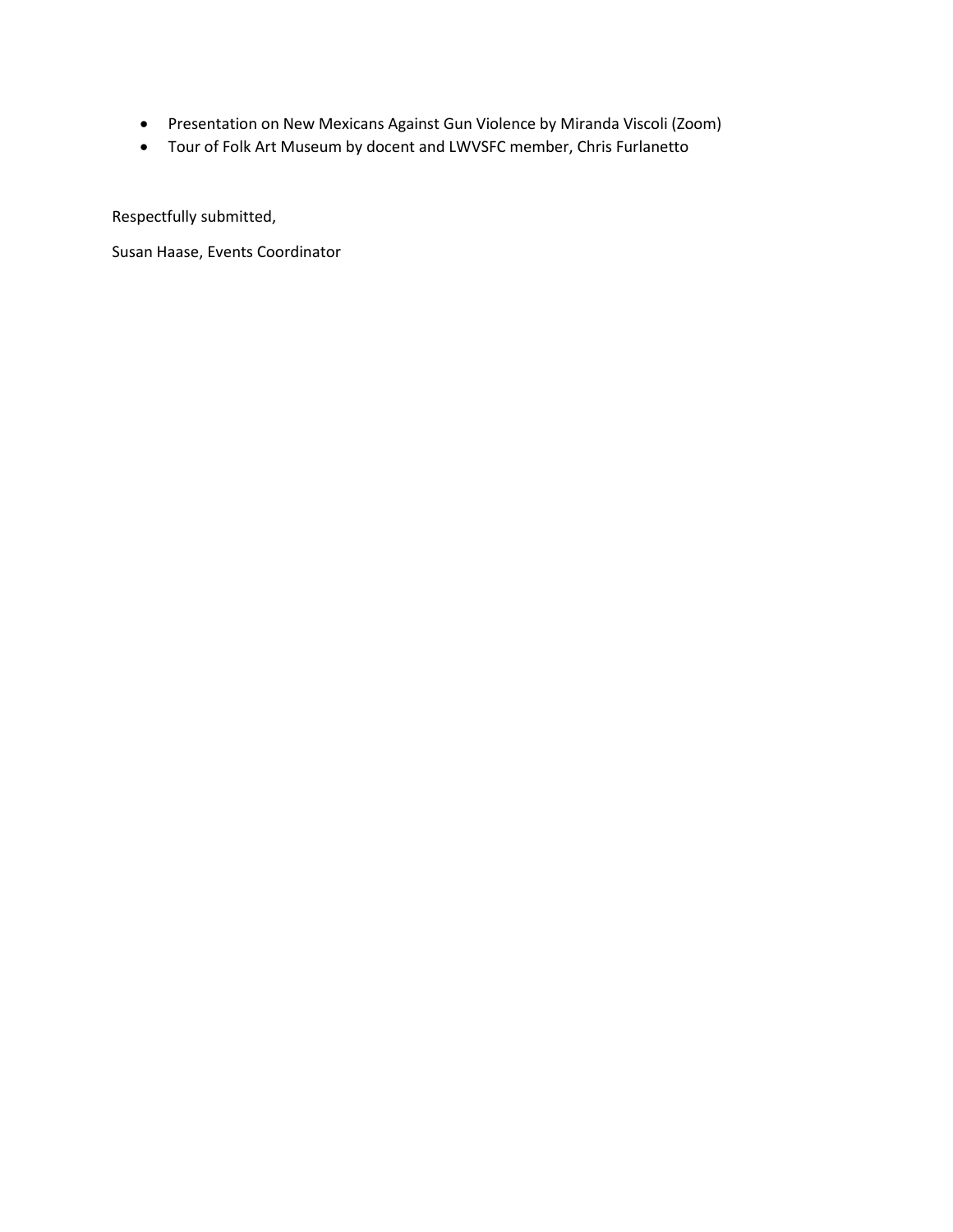- Presentation on New Mexicans Against Gun Violence by Miranda Viscoli (Zoom)
- Tour of Folk Art Museum by docent and LWVSFC member, Chris Furlanetto

Respectfully submitted,

Susan Haase, Events Coordinator